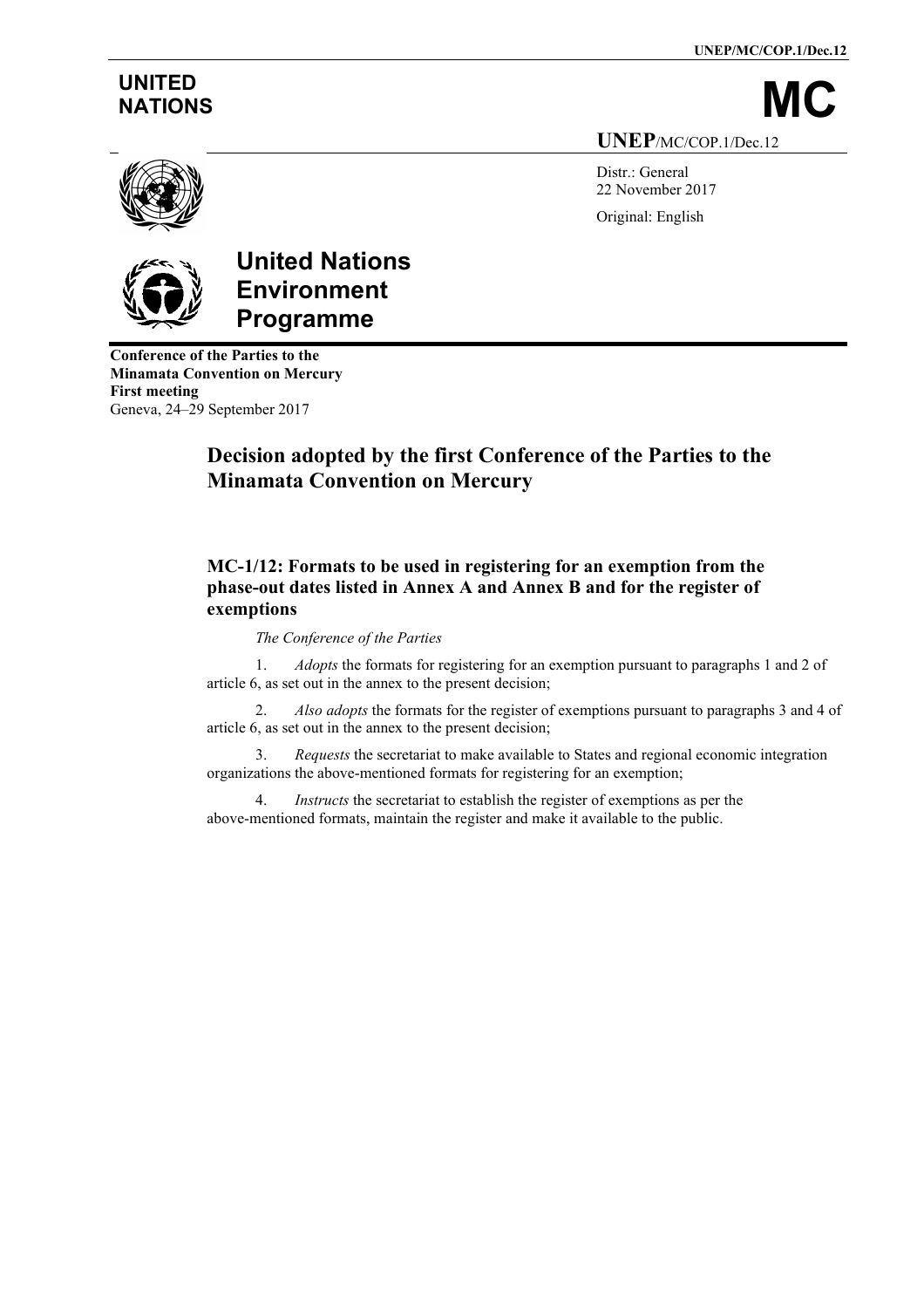UNITED NATIONS

# MC

UNEP/MC/COP.1/Dec.12

Distr.: General
22 November 2017

Original: English

**United Nations Environment Programme**

**Conference of the Parties to the Minamata Convention on Mercury**
**First meeting**
Geneva, 24–29 September 2017

## Decision adopted by the first Conference of the Parties to the Minamata Convention on Mercury

### MC-1/12: Formats to be used in registering for an exemption from the phase-out dates listed in Annex A and Annex B and for the register of exemptions

*The Conference of the Parties*

1. *Adopts* the formats for registering for an exemption pursuant to paragraphs 1 and 2 of article 6, as set out in the annex to the present decision;

2. *Also adopts* the formats for the register of exemptions pursuant to paragraphs 3 and 4 of article 6, as set out in the annex to the present decision;

3. *Requests* the secretariat to make available to States and regional economic integration organizations the above-mentioned formats for registering for an exemption;

4. *Instructs* the secretariat to establish the register of exemptions as per the above-mentioned formats, maintain the register and make it available to the public.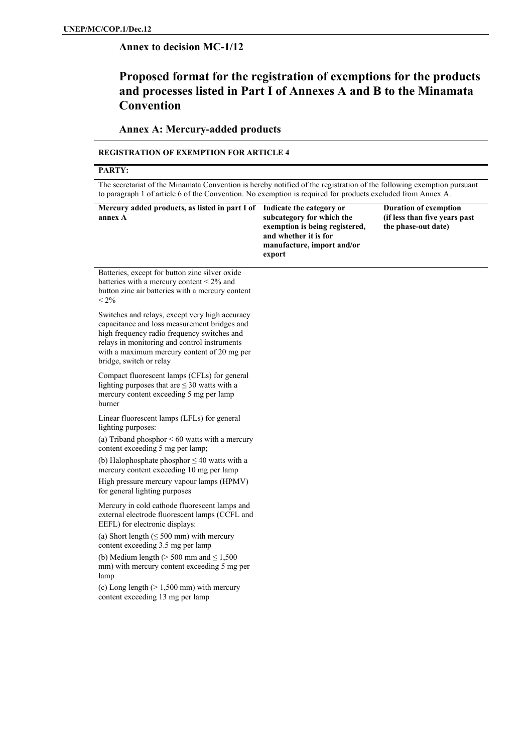## Annex to decision MC-1/12

# Proposed format for the registration of exemptions for the products and processes listed in Part I of Annexes A and B to the Minamata Convention

## Annex A: Mercury-added products

**REGISTRATION OF EXEMPTION FOR ARTICLE 4**

**PARTY:**

The secretariat of the Minamata Convention is hereby notified of the registration of the following exemption pursuant to paragraph 1 of article 6 of the Convention. No exemption is required for products excluded from Annex A.

| Mercury added products, as listed in part I of annex A | Indicate the category or subcategory for which the exemption is being registered, and whether it is for manufacture, import and/or export | Duration of exemption (if less than five years past the phase-out date) |
|---|---|---|
| Batteries, except for button zinc silver oxide batteries with a mercury content < 2% and button zinc air batteries with a mercury content < 2% | | |
| Switches and relays, except very high accuracy capacitance and loss measurement bridges and high frequency radio frequency switches and relays in monitoring and control instruments with a maximum mercury content of 20 mg per bridge, switch or relay | | |
| Compact fluorescent lamps (CFLs) for general lighting purposes that are ≤ 30 watts with a mercury content exceeding 5 mg per lamp burner | | |
| Linear fluorescent lamps (LFLs) for general lighting purposes:<br>(a) Triband phosphor < 60 watts with a mercury content exceeding 5 mg per lamp;<br>(b) Halophosphate phosphor ≤ 40 watts with a mercury content exceeding 10 mg per lamp | | |
| High pressure mercury vapour lamps (HPMV) for general lighting purposes | | |
| Mercury in cold cathode fluorescent lamps and external electrode fluorescent lamps (CCFL and EEFL) for electronic displays:<br>(a) Short length (≤ 500 mm) with mercury content exceeding 3.5 mg per lamp<br>(b) Medium length (> 500 mm and ≤ 1,500 mm) with mercury content exceeding 5 mg per lamp<br>(c) Long length (> 1,500 mm) with mercury content exceeding 13 mg per lamp | | |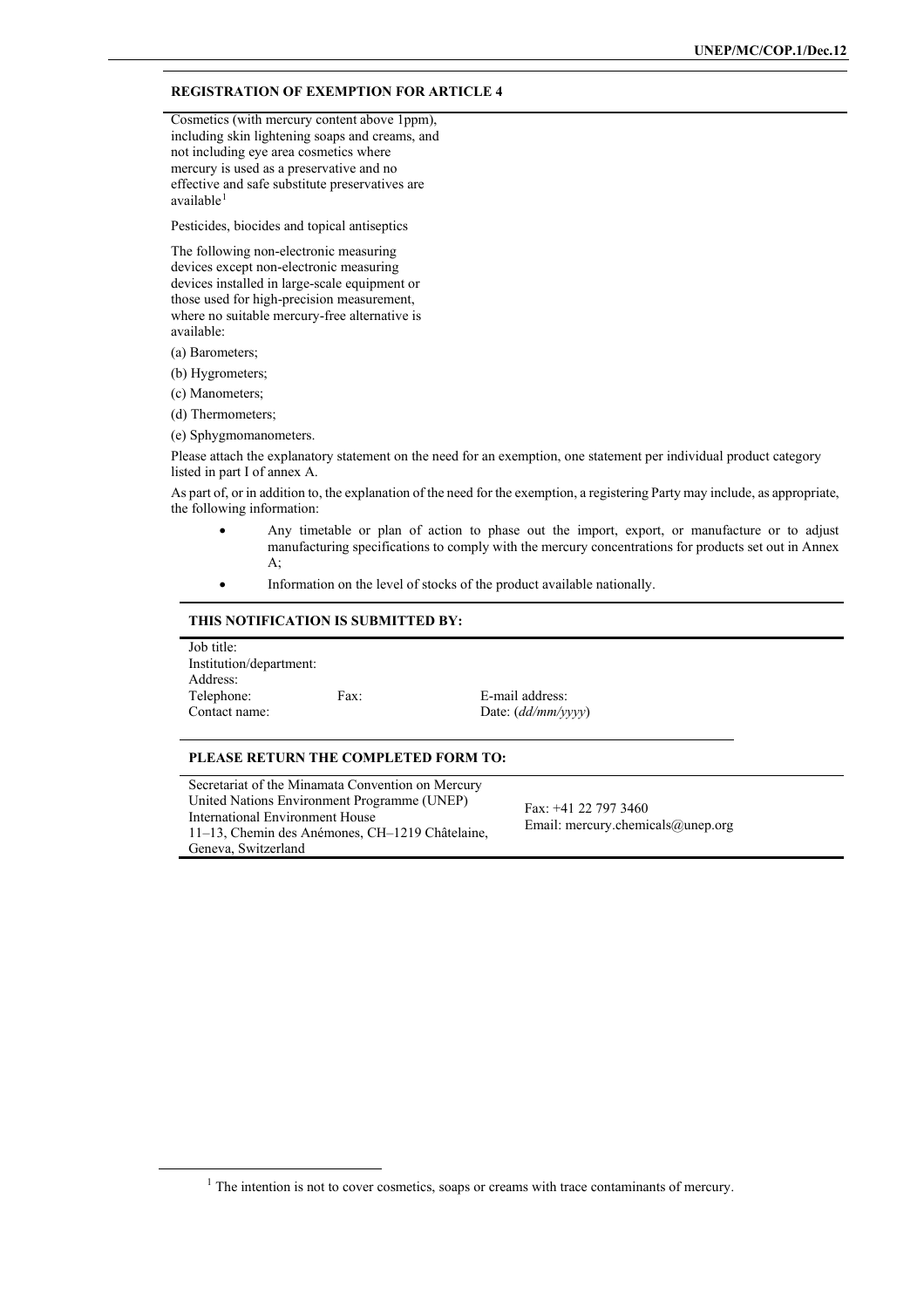**REGISTRATION OF EXEMPTION FOR ARTICLE 4**

Cosmetics (with mercury content above 1ppm), including skin lightening soaps and creams, and not including eye area cosmetics where mercury is used as a preservative and no effective and safe substitute preservatives are available[1]

Pesticides, biocides and topical antiseptics

The following non-electronic measuring devices except non-electronic measuring devices installed in large-scale equipment or those used for high-precision measurement, where no suitable mercury-free alternative is available:

(a) Barometers;

(b) Hygrometers;

(c) Manometers;

(d) Thermometers;

(e) Sphygmomanometers.

Please attach the explanatory statement on the need for an exemption, one statement per individual product category listed in part I of annex A.

As part of, or in addition to, the explanation of the need for the exemption, a registering Party may include, as appropriate, the following information:

- Any timetable or plan of action to phase out the import, export, or manufacture or to adjust manufacturing specifications to comply with the mercury concentrations for products set out in Annex A;
- Information on the level of stocks of the product available nationally.

**THIS NOTIFICATION IS SUBMITTED BY:**

Job title:
Institution/department:
Address:
Telephone: Fax: E-mail address:
Contact name: Date: (*dd/mm/yyyy*)

**PLEASE RETURN THE COMPLETED FORM TO:**

| | |
|---|---|
| Secretariat of the Minamata Convention on Mercury<br>United Nations Environment Programme (UNEP)<br>International Environment House<br>11–13, Chemin des Anémones, CH–1219 Châtelaine, Geneva, Switzerland | Fax: +41 22 797 3460<br>Email: mercury.chemicals@unep.org |

[1] The intention is not to cover cosmetics, soaps or creams with trace contaminants of mercury.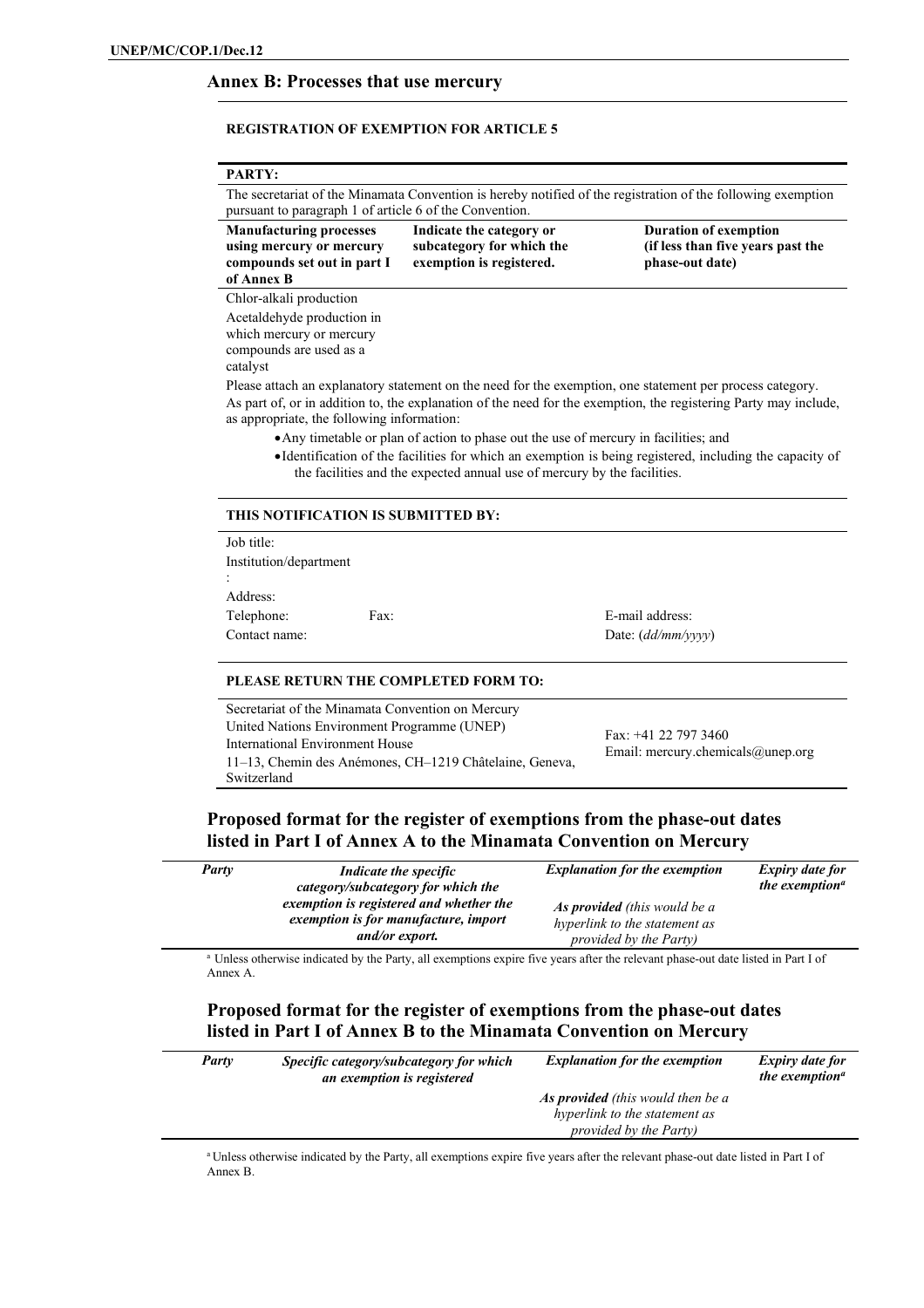## Annex B: Processes that use mercury

**REGISTRATION OF EXEMPTION FOR ARTICLE 5**

**PARTY:**

The secretariat of the Minamata Convention is hereby notified of the registration of the following exemption pursuant to paragraph 1 of article 6 of the Convention.

| Manufacturing processes using mercury or mercury compounds set out in part I of Annex B | Indicate the category or subcategory for which the exemption is registered. | Duration of exemption (if less than five years past the phase-out date) |
|---|---|---|
| Chlor-alkali production | | |
| Acetaldehyde production in which mercury or mercury compounds are used as a catalyst | | |

Please attach an explanatory statement on the need for the exemption, one statement per process category. As part of, or in addition to, the explanation of the need for the exemption, the registering Party may include, as appropriate, the following information:

- Any timetable or plan of action to phase out the use of mercury in facilities; and
- Identification of the facilities for which an exemption is being registered, including the capacity of the facilities and the expected annual use of mercury by the facilities.

**THIS NOTIFICATION IS SUBMITTED BY:**

Job title:

Institution/department:

Address:

Telephone: Fax: E-mail address:

Contact name: Date: (*dd/mm/yyyy*)

**PLEASE RETURN THE COMPLETED FORM TO:**

Secretariat of the Minamata Convention on Mercury
United Nations Environment Programme (UNEP)
International Environment House
11–13, Chemin des Anémones, CH–1219 Châtelaine, Geneva, Switzerland

Fax: +41 22 797 3460
Email: mercury.chemicals@unep.org

## Proposed format for the register of exemptions from the phase-out dates listed in Part I of Annex A to the Minamata Convention on Mercury

| *Party* | *Indicate the specific category/subcategory for which the exemption is registered and whether the exemption is for manufacture, import and/or export.* | *Explanation for the exemption* <br> ***As provided** (this would be a hyperlink to the statement as provided by the Party)* | *Expiry date for the exemption[a]* |
|---|---|---|---|

[a] Unless otherwise indicated by the Party, all exemptions expire five years after the relevant phase-out date listed in Part I of Annex A.

## Proposed format for the register of exemptions from the phase-out dates listed in Part I of Annex B to the Minamata Convention on Mercury

| *Party* | *Specific category/subcategory for which an exemption is registered* | *Explanation for the exemption* <br> ***As provided** (this would then be a hyperlink to the statement as provided by the Party)* | *Expiry date for the exemption[a]* |
|---|---|---|---|

[a] Unless otherwise indicated by the Party, all exemptions expire five years after the relevant phase-out date listed in Part I of Annex B.